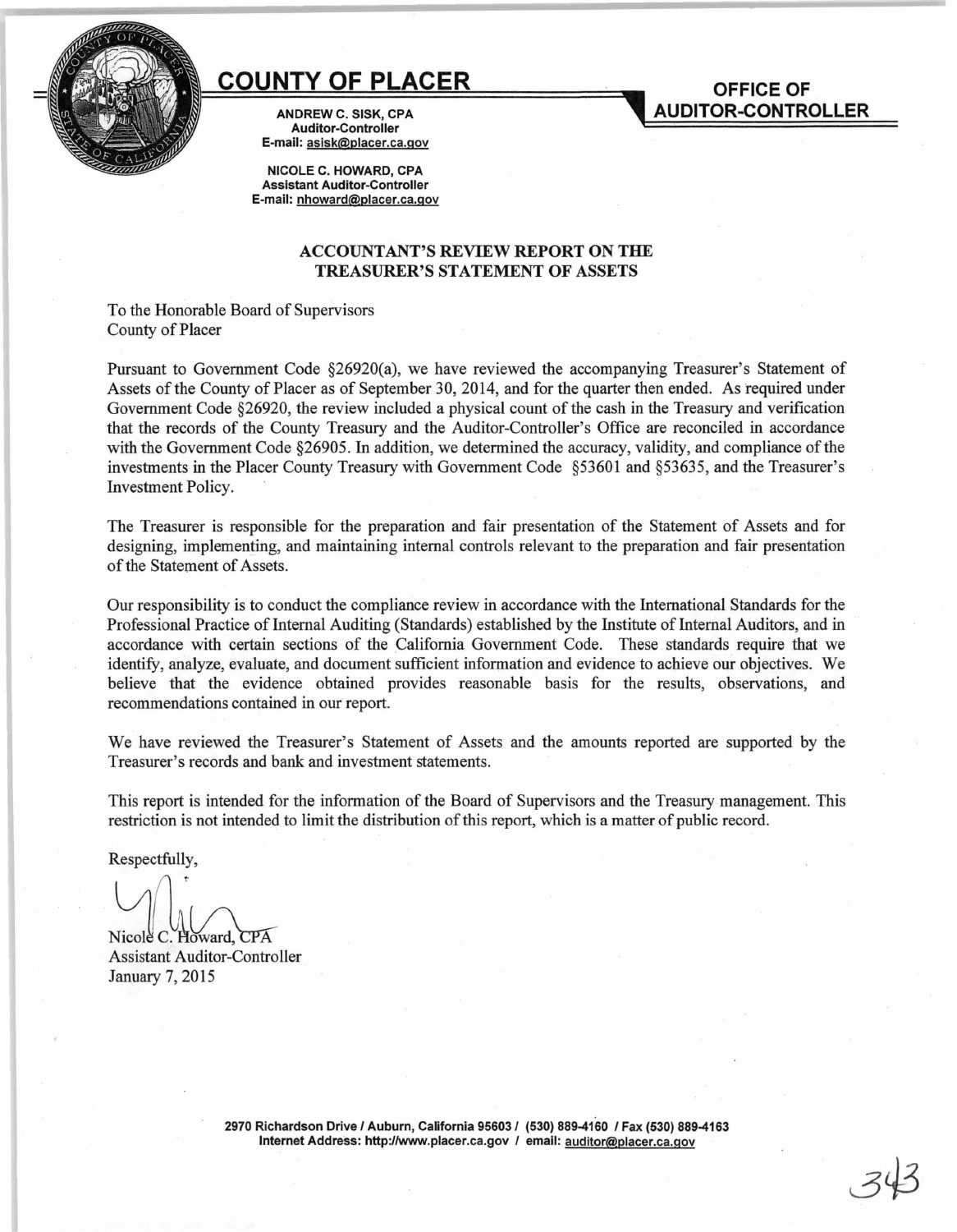# COUNTY OF PLACER

**OFFICE OF AUDITOR-CONTROLLER**

**ANDREW C. SISK, CPA**
**Auditor-Controller**
**E-mail: asisk@placer.ca.gov**

**NICOLE C. HOWARD, CPA**
**Assistant Auditor-Controller**
**E-mail: nhoward@placer.ca.gov**

## ACCOUNTANT'S REVIEW REPORT ON THE TREASURER'S STATEMENT OF ASSETS

To the Honorable Board of Supervisors
County of Placer

Pursuant to Government Code §26920(a), we have reviewed the accompanying Treasurer's Statement of Assets of the County of Placer as of September 30, 2014, and for the quarter then ended. As required under Government Code §26920, the review included a physical count of the cash in the Treasury and verification that the records of the County Treasury and the Auditor-Controller's Office are reconciled in accordance with the Government Code §26905. In addition, we determined the accuracy, validity, and compliance of the investments in the Placer County Treasury with Government Code §53601 and §53635, and the Treasurer's Investment Policy.

The Treasurer is responsible for the preparation and fair presentation of the Statement of Assets and for designing, implementing, and maintaining internal controls relevant to the preparation and fair presentation of the Statement of Assets.

Our responsibility is to conduct the compliance review in accordance with the International Standards for the Professional Practice of Internal Auditing (Standards) established by the Institute of Internal Auditors, and in accordance with certain sections of the California Government Code. These standards require that we identify, analyze, evaluate, and document sufficient information and evidence to achieve our objectives. We believe that the evidence obtained provides reasonable basis for the results, observations, and recommendations contained in our report.

We have reviewed the Treasurer's Statement of Assets and the amounts reported are supported by the Treasurer's records and bank and investment statements.

This report is intended for the information of the Board of Supervisors and the Treasury management. This restriction is not intended to limit the distribution of this report, which is a matter of public record.

Respectfully,

Nicole C. Howard, CPA
Assistant Auditor-Controller
January 7, 2015

2970 Richardson Drive / Auburn, California 95603 / (530) 889-4160 / Fax (530) 889-4163
Internet Address: http://www.placer.ca.gov / email: auditor@placer.ca.gov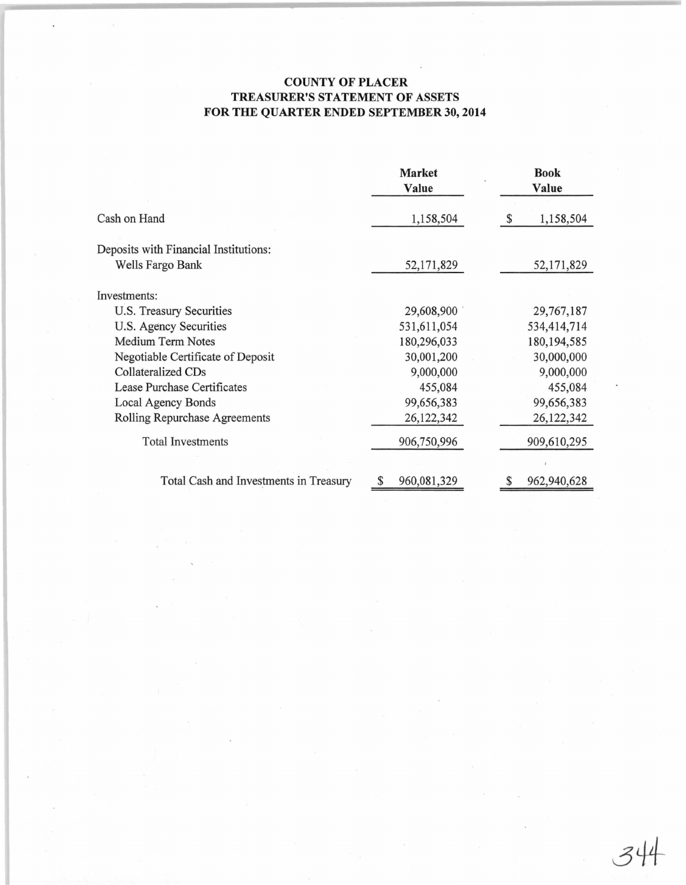# COUNTY OF PLACER
## TREASURER'S STATEMENT OF ASSETS
## FOR THE QUARTER ENDED SEPTEMBER 30, 2014

| | Market Value | Book Value |
|---|---|---|
| Cash on Hand | 1,158,504 | $ 1,158,504 |
| Deposits with Financial Institutions: | | |
| Wells Fargo Bank | 52,171,829 | 52,171,829 |
| Investments: | | |
| U.S. Treasury Securities | 29,608,900 | 29,767,187 |
| U.S. Agency Securities | 531,611,054 | 534,414,714 |
| Medium Term Notes | 180,296,033 | 180,194,585 |
| Negotiable Certificate of Deposit | 30,001,200 | 30,000,000 |
| Collateralized CDs | 9,000,000 | 9,000,000 |
| Lease Purchase Certificates | 455,084 | 455,084 |
| Local Agency Bonds | 99,656,383 | 99,656,383 |
| Rolling Repurchase Agreements | 26,122,342 | 26,122,342 |
| Total Investments | 906,750,996 | 909,610,295 |
| Total Cash and Investments in Treasury | $ 960,081,329 | $ 962,940,628 |